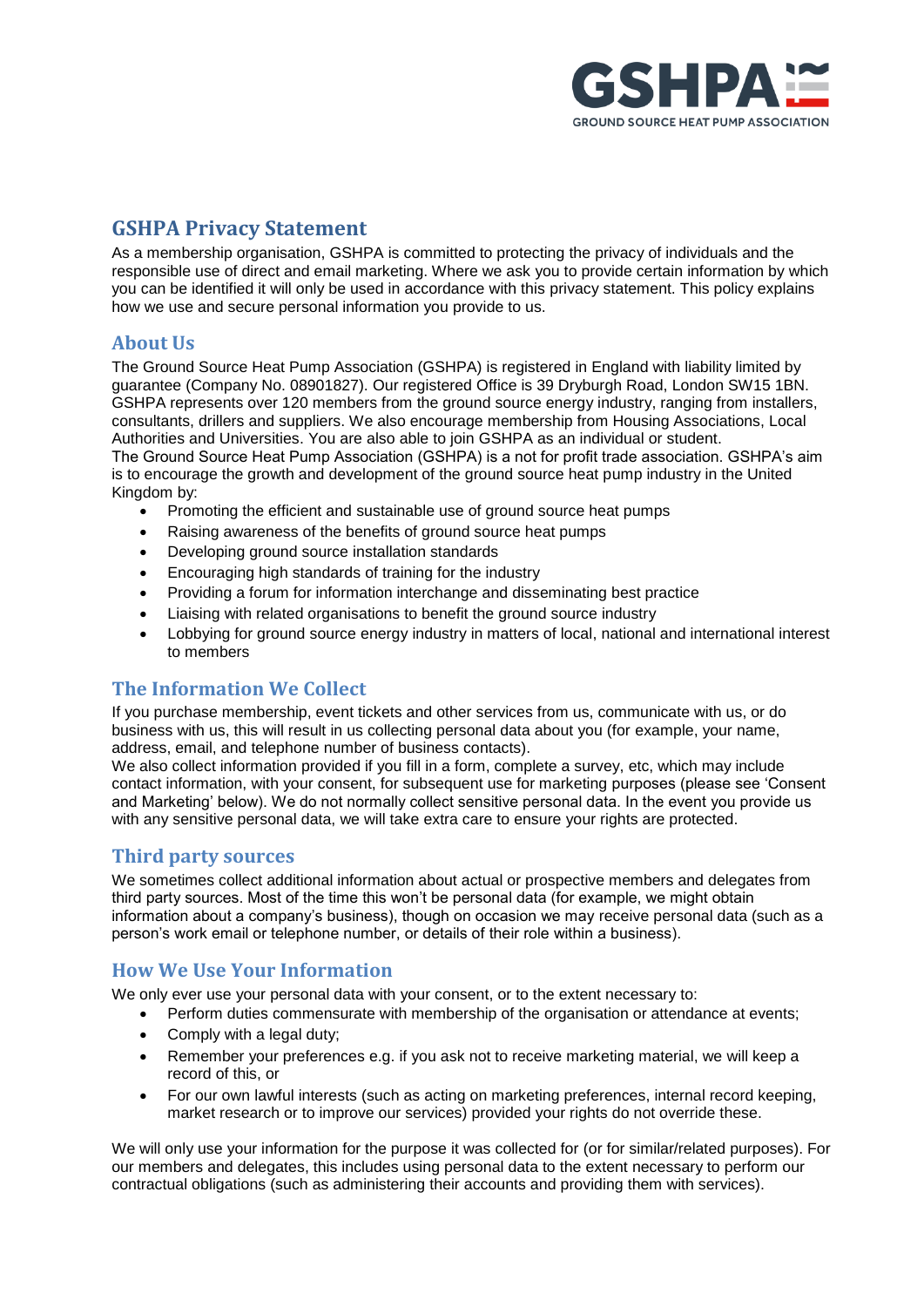# GSHPA Privacy Statement

As a membership organisation, GSHPA is committed to protecting the privacy of individuals and the responsible use of direct and email marketing. Where we ask you to provide certain information by which you can be identified it will only be used in accordance with this privacy statement. This policy explains how we use and secure personal information you provide to us.

## About Us

The Ground Source Heat Pump Association (GSHPA) is registered in England with liability limited by guarantee (Company No. 08901827). Our registered Office is 39 Dryburgh Road, London SW15 1BN. GSHPA represents over 120 members from the ground source energy industry, ranging from installers, consultants, drillers and suppliers. We also encourage membership from Housing Associations, Local Authorities and Universities. You are also able to join GSHPA as an individual or student.

The Ground Source Heat Pump Association (GSHPA) is a not for profit trade association. GSHPA's aim is to encourage the growth and development of the ground source heat pump industry in the United Kingdom by:

- Promoting the efficient and sustainable use of ground source heat pumps
- Raising awareness of the benefits of ground source heat pumps
- Developing ground source installation standards
- Encouraging high standards of training for the industry
- Providing a forum for information interchange and disseminating best practice
- Liaising with related organisations to benefit the ground source industry
- Lobbying for ground source energy industry in matters of local, national and international interest to members

## The Information We Collect

If you purchase membership, event tickets and other services from us, communicate with us, or do business with us, this will result in us collecting personal data about you (for example, your name, address, email, and telephone number of business contacts).

We also collect information provided if you fill in a form, complete a survey, etc, which may include contact information, with your consent, for subsequent use for marketing purposes (please see 'Consent and Marketing' below). We do not normally collect sensitive personal data. In the event you provide us with any sensitive personal data, we will take extra care to ensure your rights are protected.

## Third party sources

We sometimes collect additional information about actual or prospective members and delegates from third party sources. Most of the time this won't be personal data (for example, we might obtain information about a company's business), though on occasion we may receive personal data (such as a person's work email or telephone number, or details of their role within a business).

## How We Use Your Information

We only ever use your personal data with your consent, or to the extent necessary to:

- Perform duties commensurate with membership of the organisation or attendance at events;
- Comply with a legal duty;
- Remember your preferences e.g. if you ask not to receive marketing material, we will keep a record of this, or
- For our own lawful interests (such as acting on marketing preferences, internal record keeping, market research or to improve our services) provided your rights do not override these.

We will only use your information for the purpose it was collected for (or for similar/related purposes). For our members and delegates, this includes using personal data to the extent necessary to perform our contractual obligations (such as administering their accounts and providing them with services).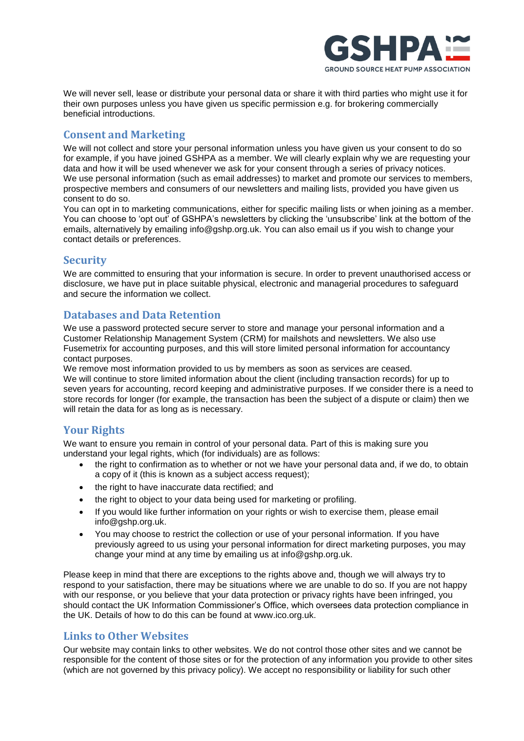We will never sell, lease or distribute your personal data or share it with third parties who might use it for their own purposes unless you have given us specific permission e.g. for brokering commercially beneficial introductions.

## Consent and Marketing

We will not collect and store your personal information unless you have given us your consent to do so for example, if you have joined GSHPA as a member. We will clearly explain why we are requesting your data and how it will be used whenever we ask for your consent through a series of privacy notices.
We use personal information (such as email addresses) to market and promote our services to members, prospective members and consumers of our newsletters and mailing lists, provided you have given us consent to do so.
You can opt in to marketing communications, either for specific mailing lists or when joining as a member. You can choose to 'opt out' of GSHPA's newsletters by clicking the 'unsubscribe' link at the bottom of the emails, alternatively by emailing info@gshp.org.uk. You can also email us if you wish to change your contact details or preferences.

## Security

We are committed to ensuring that your information is secure. In order to prevent unauthorised access or disclosure, we have put in place suitable physical, electronic and managerial procedures to safeguard and secure the information we collect.

## Databases and Data Retention

We use a password protected secure server to store and manage your personal information and a Customer Relationship Management System (CRM) for mailshots and newsletters. We also use Fusemetrix for accounting purposes, and this will store limited personal information for accountancy contact purposes.
We remove most information provided to us by members as soon as services are ceased.
We will continue to store limited information about the client (including transaction records) for up to seven years for accounting, record keeping and administrative purposes. If we consider there is a need to store records for longer (for example, the transaction has been the subject of a dispute or claim) then we will retain the data for as long as is necessary.

## Your Rights

We want to ensure you remain in control of your personal data. Part of this is making sure you understand your legal rights, which (for individuals) are as follows:

- the right to confirmation as to whether or not we have your personal data and, if we do, to obtain a copy of it (this is known as a subject access request);
- the right to have inaccurate data rectified; and
- the right to object to your data being used for marketing or profiling.
- If you would like further information on your rights or wish to exercise them, please email info@gshp.org.uk.
- You may choose to restrict the collection or use of your personal information. If you have previously agreed to us using your personal information for direct marketing purposes, you may change your mind at any time by emailing us at info@gshp.org.uk.

Please keep in mind that there are exceptions to the rights above and, though we will always try to respond to your satisfaction, there may be situations where we are unable to do so. If you are not happy with our response, or you believe that your data protection or privacy rights have been infringed, you should contact the UK Information Commissioner's Office, which oversees data protection compliance in the UK. Details of how to do this can be found at www.ico.org.uk.

## Links to Other Websites

Our website may contain links to other websites. We do not control those other sites and we cannot be responsible for the content of those sites or for the protection of any information you provide to other sites (which are not governed by this privacy policy). We accept no responsibility or liability for such other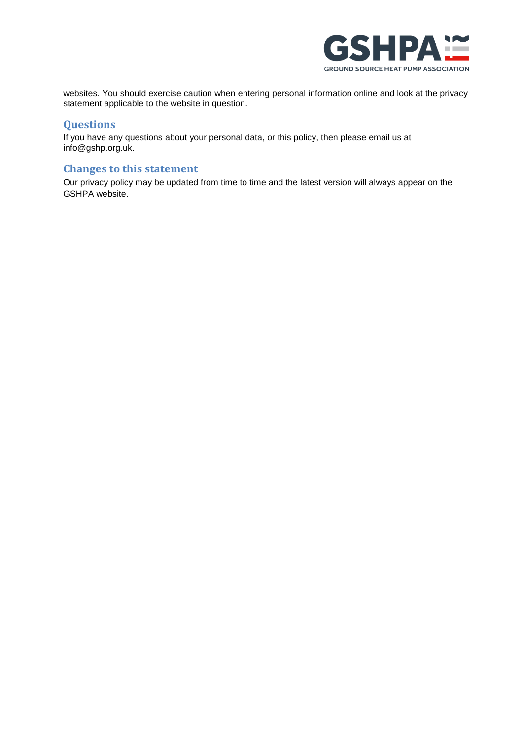websites. You should exercise caution when entering personal information online and look at the privacy statement applicable to the website in question.

## Questions

If you have any questions about your personal data, or this policy, then please email us at info@gshp.org.uk.

## Changes to this statement

Our privacy policy may be updated from time to time and the latest version will always appear on the GSHPA website.